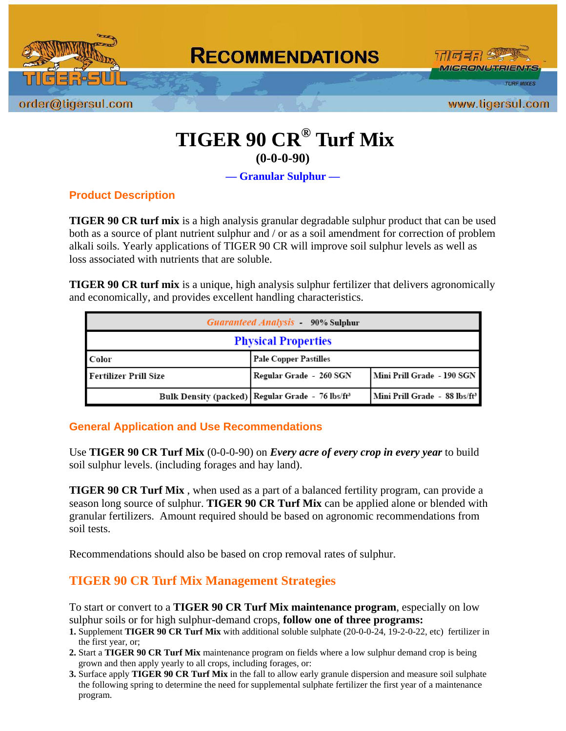# TIGER 90 CR® Turf Mix

**(0-0-0-90)**

**— Granular Sulphur —**

## Product Description

**TIGER 90 CR turf mix** is a high analysis granular degradable sulphur product that can be used both as a source of plant nutrient sulphur and / or as a soil amendment for correction of problem alkali soils. Yearly applications of TIGER 90 CR will improve soil sulphur levels as well as loss associated with nutrients that are soluble.

**TIGER 90 CR turf mix** is a unique, high analysis sulphur fertilizer that delivers agronomically and economically, and provides excellent handling characteristics.

| *Guaranteed Analysis* - 90% Sulphur | | |
|---|---|---|
| **Physical Properties** | | |
| Color | Pale Copper Pastilles | |
| Fertilizer Prill Size | Regular Grade - 260 SGN | Mini Prill Grade - 190 SGN |
| Bulk Density (packed) | Regular Grade - 76 lbs/ft³ | Mini Prill Grade - 88 lbs/ft³ |

## General Application and Use Recommendations

Use **TIGER 90 CR Turf Mix** (0-0-0-90) on ***Every acre of every crop in every year*** to build soil sulphur levels. (including forages and hay land).

**TIGER 90 CR Turf Mix** , when used as a part of a balanced fertility program, can provide a season long source of sulphur. **TIGER 90 CR Turf Mix** can be applied alone or blended with granular fertilizers. Amount required should be based on agronomic recommendations from soil tests.

Recommendations should also be based on crop removal rates of sulphur.

## TIGER 90 CR Turf Mix Management Strategies

To start or convert to a **TIGER 90 CR Turf Mix maintenance program**, especially on low sulphur soils or for high sulphur-demand crops, **follow one of three programs:**

1. Supplement **TIGER 90 CR Turf Mix** with additional soluble sulphate (20-0-0-24, 19-2-0-22, etc) fertilizer in the first year, or;
2. Start a **TIGER 90 CR Turf Mix** maintenance program on fields where a low sulphur demand crop is being grown and then apply yearly to all crops, including forages, or:
3. Surface apply **TIGER 90 CR Turf Mix** in the fall to allow early granule dispersion and measure soil sulphate the following spring to determine the need for supplemental sulphate fertilizer the first year of a maintenance program.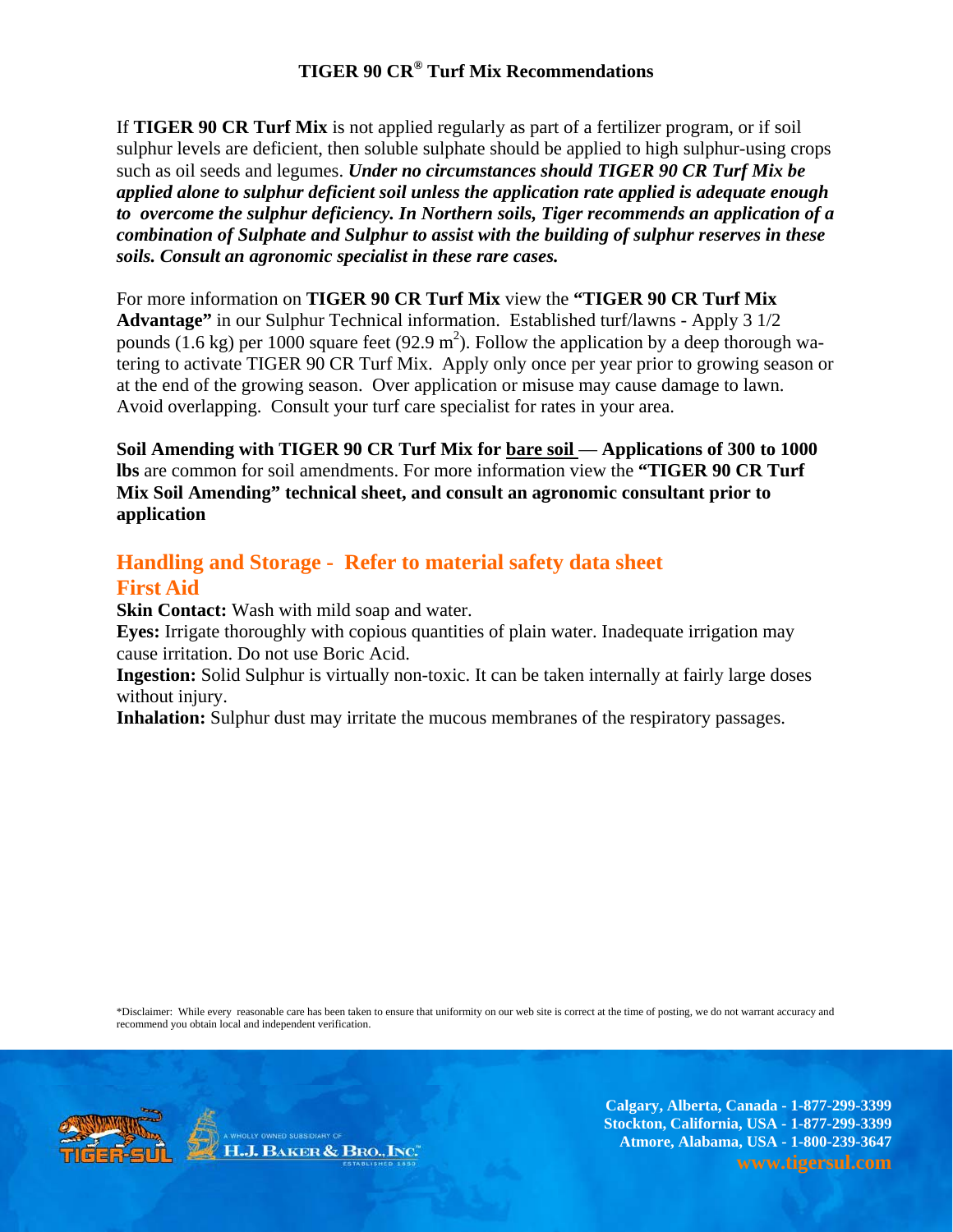# TIGER 90 CR® Turf Mix Recommendations

If **TIGER 90 CR Turf Mix** is not applied regularly as part of a fertilizer program, or if soil sulphur levels are deficient, then soluble sulphate should be applied to high sulphur-using crops such as oil seeds and legumes. ***Under no circumstances should TIGER 90 CR Turf Mix be applied alone to sulphur deficient soil unless the application rate applied is adequate enough to overcome the sulphur deficiency. In Northern soils, Tiger recommends an application of a combination of Sulphate and Sulphur to assist with the building of sulphur reserves in these soils. Consult an agronomic specialist in these rare cases.***

For more information on **TIGER 90 CR Turf Mix** view the **"TIGER 90 CR Turf Mix Advantage"** in our Sulphur Technical information. Established turf/lawns - Apply 3 1/2 pounds (1.6 kg) per 1000 square feet (92.9 $m^2$). Follow the application by a deep thorough watering to activate TIGER 90 CR Turf Mix. Apply only once per year prior to growing season or at the end of the growing season. Over application or misuse may cause damage to lawn. Avoid overlapping. Consult your turf care specialist for rates in your area.

**Soil Amending with TIGER 90 CR Turf Mix for <u>bare soil</u> — Applications of 300 to 1000 lbs** are common for soil amendments. For more information view the **"TIGER 90 CR Turf Mix Soil Amending" technical sheet, and consult an agronomic consultant prior to application**

## Handling and Storage - Refer to material safety data sheet

## First Aid

**Skin Contact:** Wash with mild soap and water.

**Eyes:** Irrigate thoroughly with copious quantities of plain water. Inadequate irrigation may cause irritation. Do not use Boric Acid.

**Ingestion:** Solid Sulphur is virtually non-toxic. It can be taken internally at fairly large doses without injury.

**Inhalation:** Sulphur dust may irritate the mucous membranes of the respiratory passages.

*Disclaimer: While every reasonable care has been taken to ensure that uniformity on our web site is correct at the time of posting, we do not warrant accuracy and recommend you obtain local and independent verification.

TIGER-SUL

A WHOLLY OWNED SUBSIDIARY OF H.J. BAKER & BRO., INC.™ ESTABLISHED 1850

Calgary, Alberta, Canada - 1-877-299-3399
Stockton, California, USA - 1-877-299-3399
Atmore, Alabama, USA - 1-800-239-3647
www.tigersul.com